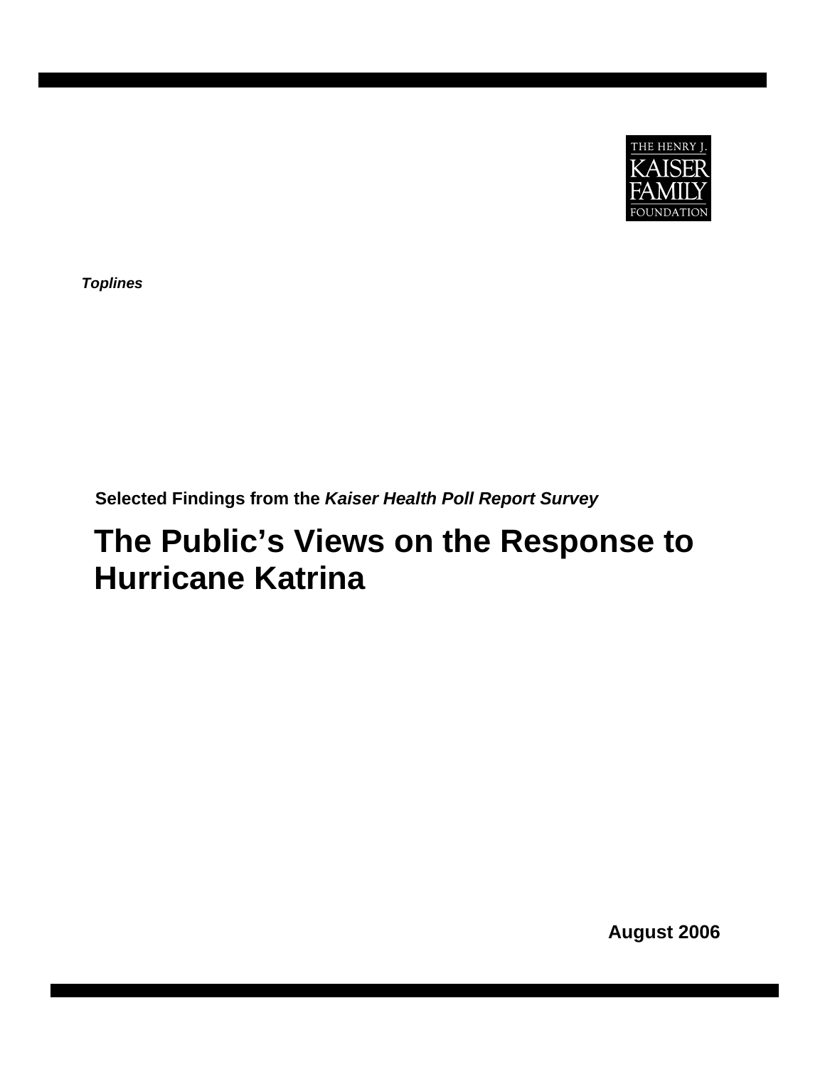THE HENRY J. KAISER FAMILY FOUNDATION

***Toplines***

**Selected Findings from the *Kaiser Health Poll Report Survey***

# The Public's Views on the Response to Hurricane Katrina

**August 2006**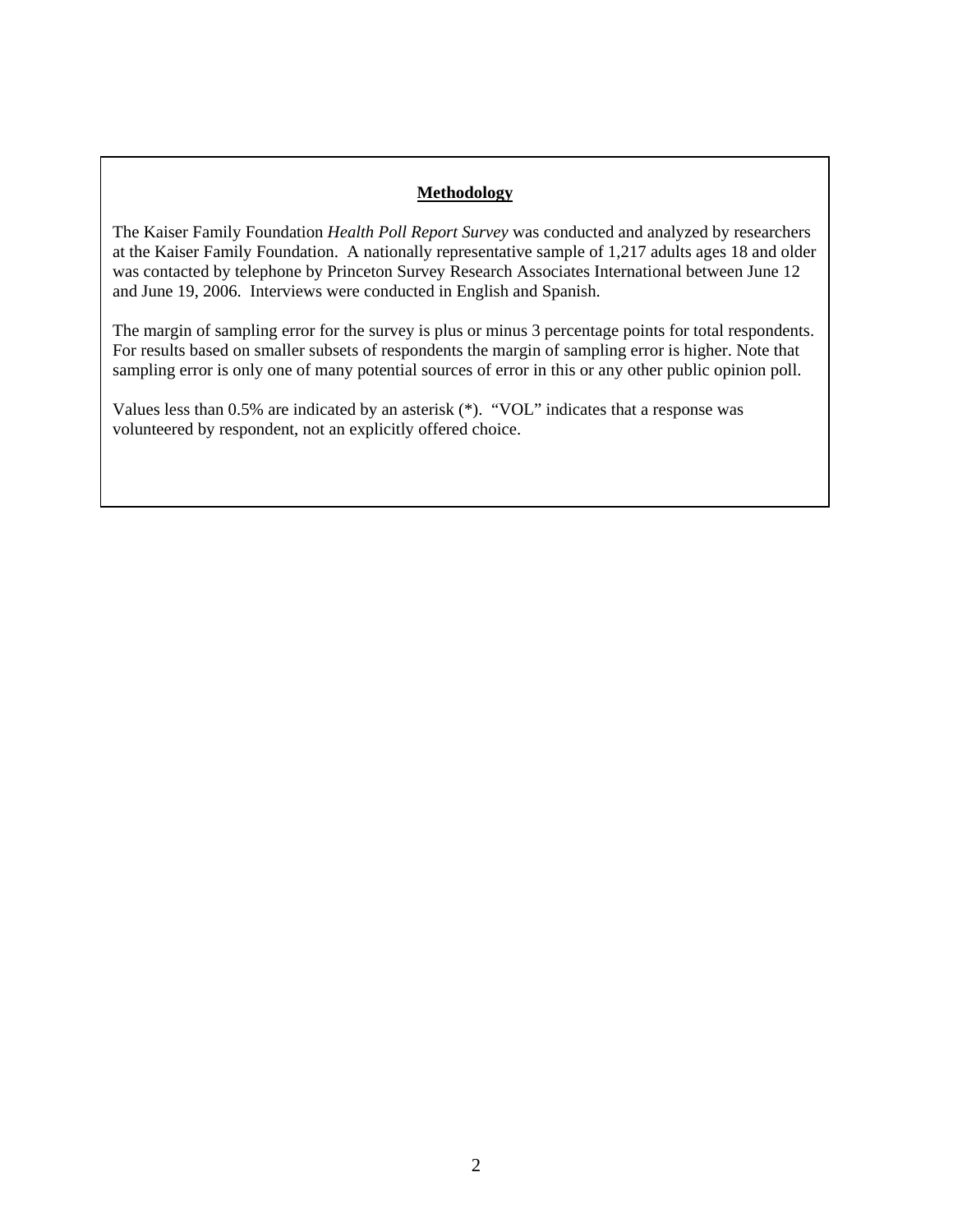## Methodology

The Kaiser Family Foundation *Health Poll Report Survey* was conducted and analyzed by researchers at the Kaiser Family Foundation. A nationally representative sample of 1,217 adults ages 18 and older was contacted by telephone by Princeton Survey Research Associates International between June 12 and June 19, 2006. Interviews were conducted in English and Spanish.

The margin of sampling error for the survey is plus or minus 3 percentage points for total respondents. For results based on smaller subsets of respondents the margin of sampling error is higher. Note that sampling error is only one of many potential sources of error in this or any other public opinion poll.

Values less than 0.5% are indicated by an asterisk (*). "VOL" indicates that a response was volunteered by respondent, not an explicitly offered choice.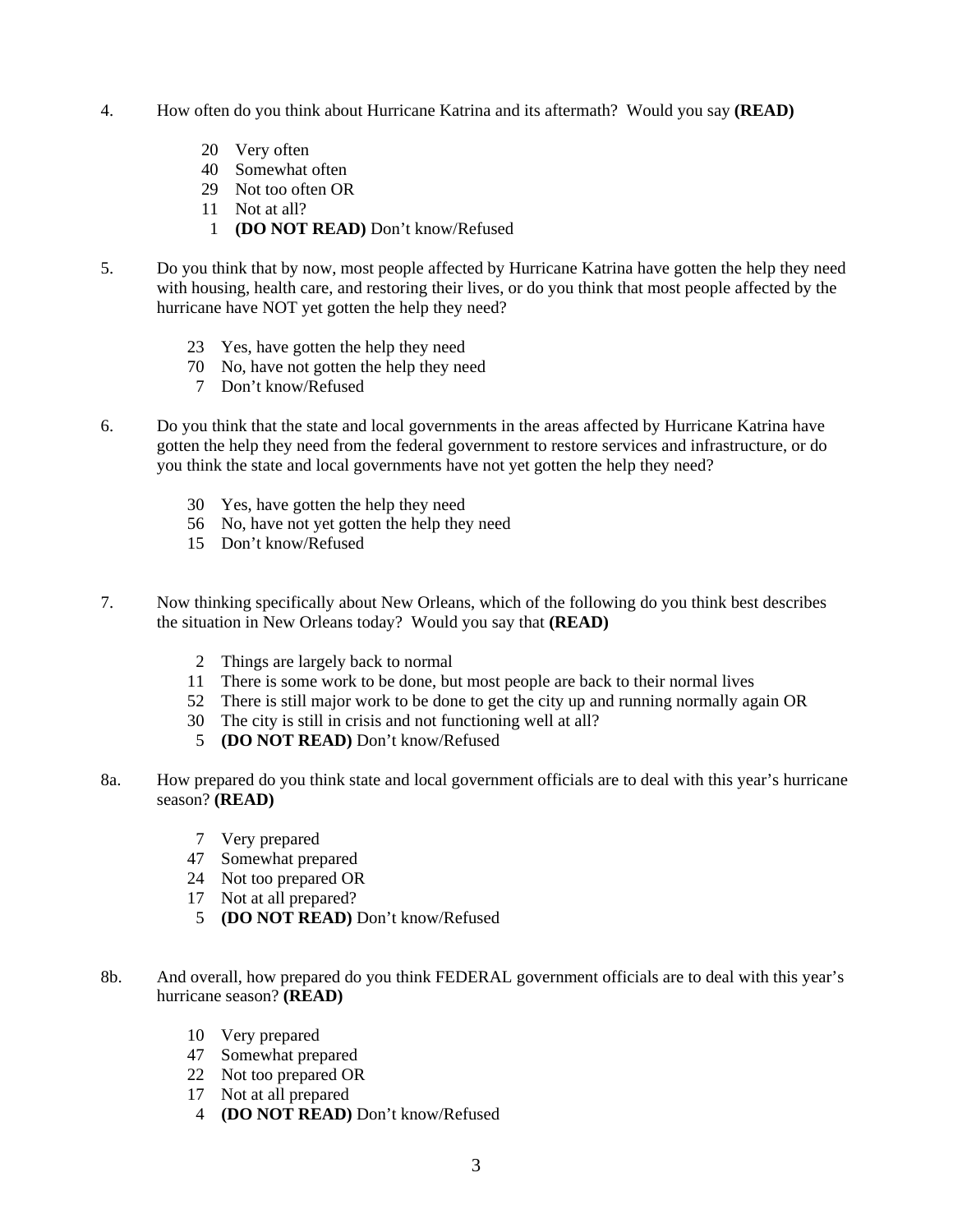4. How often do you think about Hurricane Katrina and its aftermath? Would you say **(READ)**

   20 Very often
   40 Somewhat often
   29 Not too often OR
   11 Not at all?
   1 **(DO NOT READ)** Don't know/Refused

5. Do you think that by now, most people affected by Hurricane Katrina have gotten the help they need with housing, health care, and restoring their lives, or do you think that most people affected by the hurricane have NOT yet gotten the help they need?

   23 Yes, have gotten the help they need
   70 No, have not gotten the help they need
   7 Don't know/Refused

6. Do you think that the state and local governments in the areas affected by Hurricane Katrina have gotten the help they need from the federal government to restore services and infrastructure, or do you think the state and local governments have not yet gotten the help they need?

   30 Yes, have gotten the help they need
   56 No, have not yet gotten the help they need
   15 Don't know/Refused

7. Now thinking specifically about New Orleans, which of the following do you think best describes the situation in New Orleans today? Would you say that **(READ)**

   2 Things are largely back to normal
   11 There is some work to be done, but most people are back to their normal lives
   52 There is still major work to be done to get the city up and running normally again OR
   30 The city is still in crisis and not functioning well at all?
   5 **(DO NOT READ)** Don't know/Refused

8a. How prepared do you think state and local government officials are to deal with this year's hurricane season? **(READ)**

   7 Very prepared
   47 Somewhat prepared
   24 Not too prepared OR
   17 Not at all prepared?
   5 **(DO NOT READ)** Don't know/Refused

8b. And overall, how prepared do you think FEDERAL government officials are to deal with this year's hurricane season? **(READ)**

   10 Very prepared
   47 Somewhat prepared
   22 Not too prepared OR
   17 Not at all prepared
   4 **(DO NOT READ)** Don't know/Refused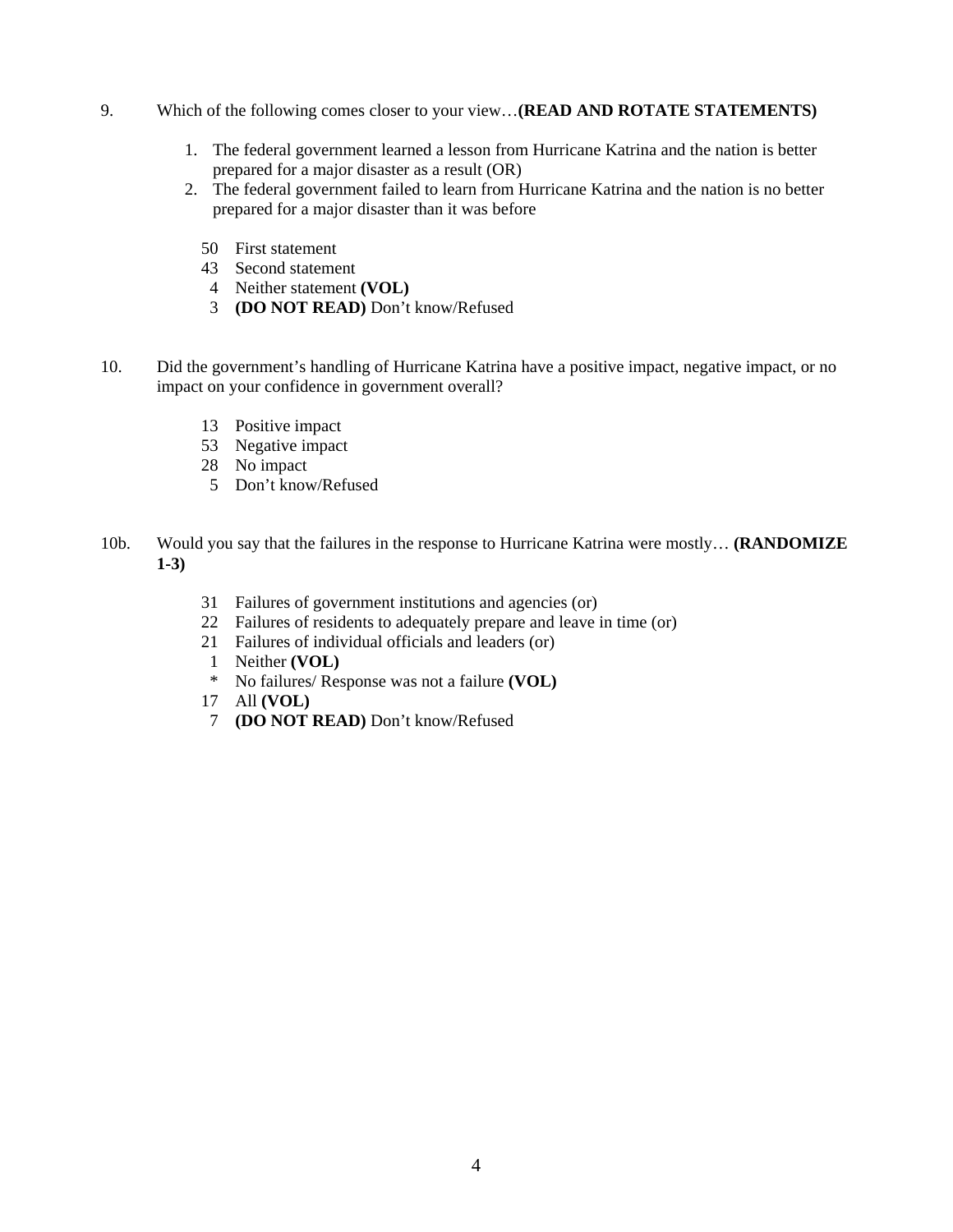9. Which of the following comes closer to your view…**(READ AND ROTATE STATEMENTS)**

   1. The federal government learned a lesson from Hurricane Katrina and the nation is better prepared for a major disaster as a result (OR)
   2. The federal government failed to learn from Hurricane Katrina and the nation is no better prepared for a major disaster than it was before

   50 First statement
   43 Second statement
   4 Neither statement **(VOL)**
   3 **(DO NOT READ)** Don't know/Refused

10. Did the government's handling of Hurricane Katrina have a positive impact, negative impact, or no impact on your confidence in government overall?

   13 Positive impact
   53 Negative impact
   28 No impact
   5 Don't know/Refused

10b. Would you say that the failures in the response to Hurricane Katrina were mostly… **(RANDOMIZE 1-3)**

   31 Failures of government institutions and agencies (or)
   22 Failures of residents to adequately prepare and leave in time (or)
   21 Failures of individual officials and leaders (or)
   1 Neither **(VOL)**
   * No failures/ Response was not a failure **(VOL)**
   17 All **(VOL)**
   7 **(DO NOT READ)** Don't know/Refused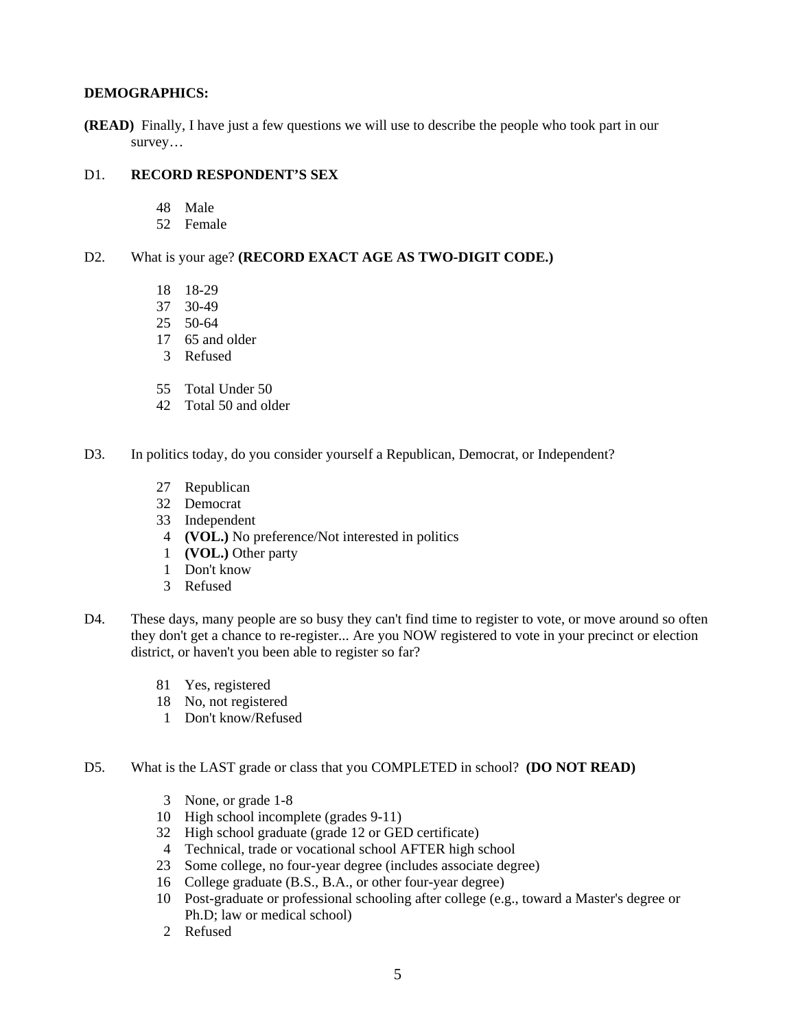**DEMOGRAPHICS:**

**(READ)** Finally, I have just a few questions we will use to describe the people who took part in our survey…

D1. **RECORD RESPONDENT'S SEX**

48 Male
52 Female

D2. What is your age? **(RECORD EXACT AGE AS TWO-DIGIT CODE.)**

18 18-29
37 30-49
25 50-64
17 65 and older
3 Refused

55 Total Under 50
42 Total 50 and older

D3. In politics today, do you consider yourself a Republican, Democrat, or Independent?

27 Republican
32 Democrat
33 Independent
4 **(VOL.)** No preference/Not interested in politics
1 **(VOL.)** Other party
1 Don't know
3 Refused

D4. These days, many people are so busy they can't find time to register to vote, or move around so often they don't get a chance to re-register... Are you NOW registered to vote in your precinct or election district, or haven't you been able to register so far?

81 Yes, registered
18 No, not registered
1 Don't know/Refused

D5. What is the LAST grade or class that you COMPLETED in school? **(DO NOT READ)**

3 None, or grade 1-8
10 High school incomplete (grades 9-11)
32 High school graduate (grade 12 or GED certificate)
4 Technical, trade or vocational school AFTER high school
23 Some college, no four-year degree (includes associate degree)
16 College graduate (B.S., B.A., or other four-year degree)
10 Post-graduate or professional schooling after college (e.g., toward a Master's degree or Ph.D; law or medical school)
2 Refused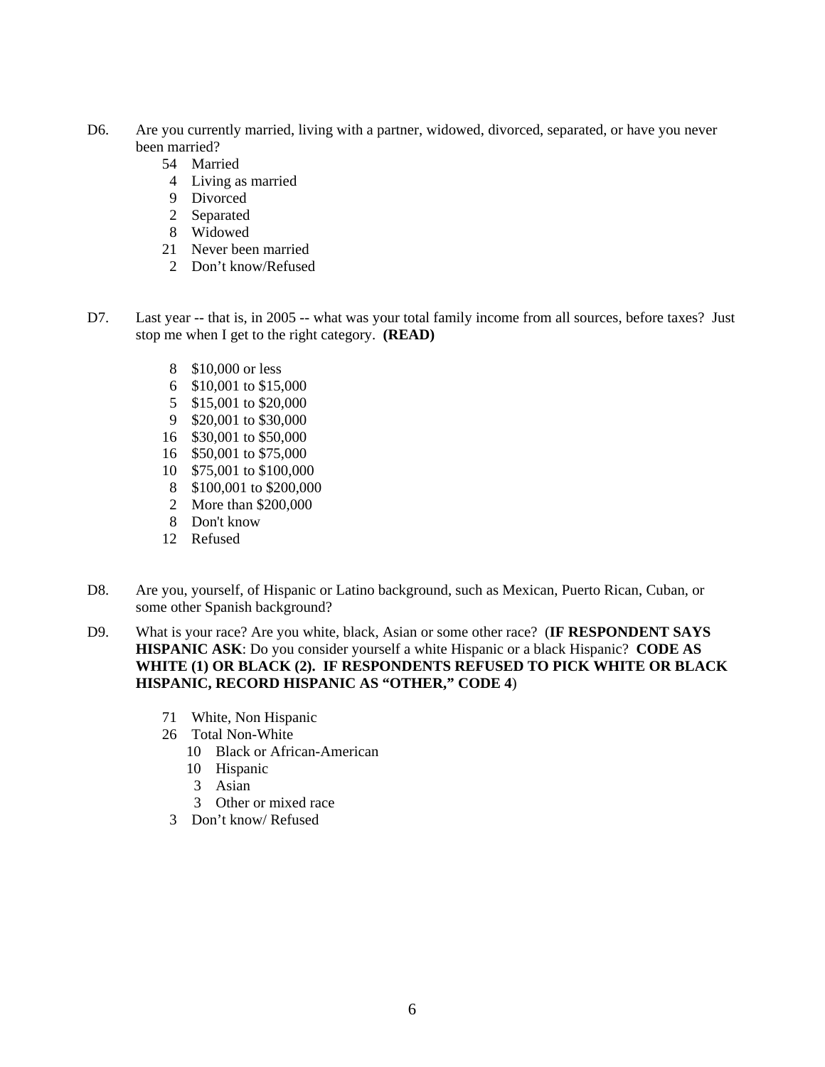D6. Are you currently married, living with a partner, widowed, divorced, separated, or have you never been married?

54 Married
4 Living as married
9 Divorced
2 Separated
8 Widowed
21 Never been married
2 Don't know/Refused

D7. Last year -- that is, in 2005 -- what was your total family income from all sources, before taxes? Just stop me when I get to the right category. **(READ)**

8 $10,000 or less
6 $10,001 to $15,000
5 $15,001 to $20,000
9 $20,001 to $30,000
16 $30,001 to $50,000
16 $50,001 to $75,000
10 $75,001 to $100,000
8 $100,001 to $200,000
2 More than $200,000
8 Don't know
12 Refused

D8. Are you, yourself, of Hispanic or Latino background, such as Mexican, Puerto Rican, Cuban, or some other Spanish background?

D9. What is your race? Are you white, black, Asian or some other race? (**IF RESPONDENT SAYS HISPANIC ASK**: Do you consider yourself a white Hispanic or a black Hispanic? **CODE AS WHITE (1) OR BLACK (2). IF RESPONDENTS REFUSED TO PICK WHITE OR BLACK HISPANIC, RECORD HISPANIC AS "OTHER," CODE 4**)

71 White, Non Hispanic
26 Total Non-White
  10 Black or African-American
  10 Hispanic
  3 Asian
  3 Other or mixed race
3 Don't know/ Refused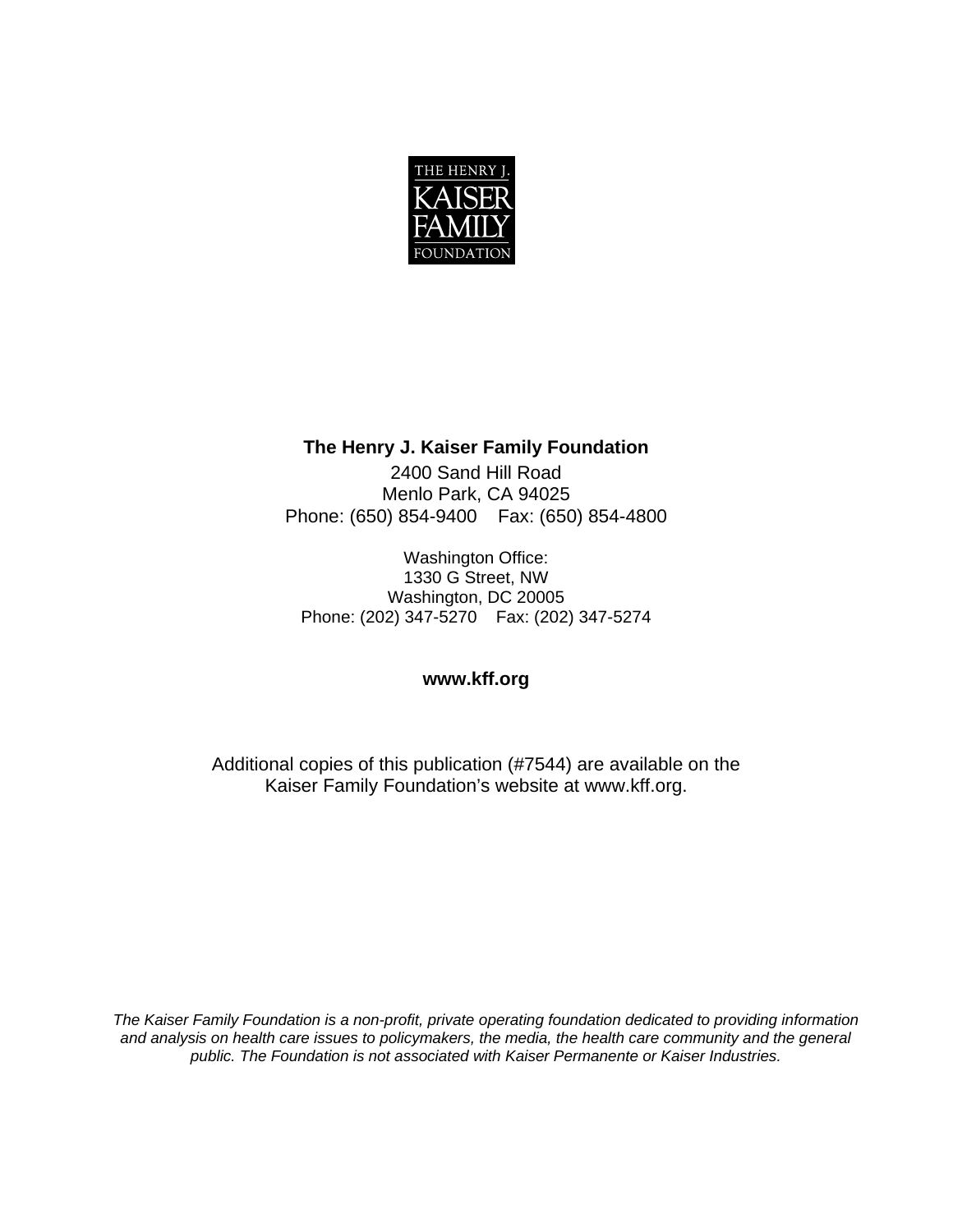THE HENRY J.
KAISER
FAMILY
FOUNDATION

**The Henry J. Kaiser Family Foundation**

2400 Sand Hill Road
Menlo Park, CA 94025
Phone: (650) 854-9400    Fax: (650) 854-4800

Washington Office:
1330 G Street, NW
Washington, DC 20005
Phone: (202) 347-5270    Fax: (202) 347-5274

**www.kff.org**

Additional copies of this publication (#7544) are available on the Kaiser Family Foundation's website at www.kff.org.

*The Kaiser Family Foundation is a non-profit, private operating foundation dedicated to providing information and analysis on health care issues to policymakers, the media, the health care community and the general public. The Foundation is not associated with Kaiser Permanente or Kaiser Industries.*